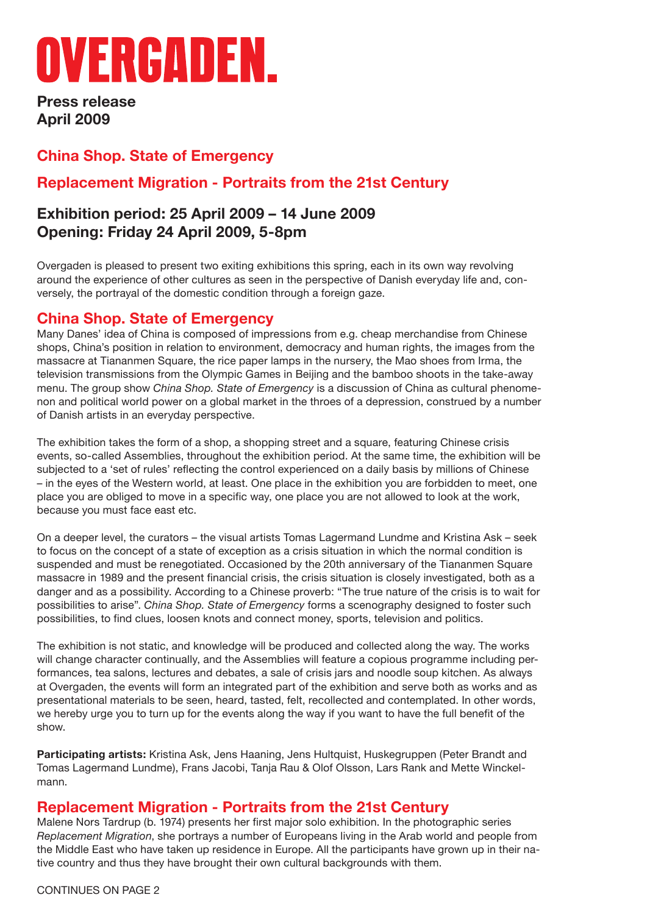# OVERGADEN.

**Press release**
**April 2009**

## China Shop. State of Emergency

## Replacement Migration - Portraits from the 21st Century

### Exhibition period: 25 April 2009 – 14 June 2009
### Opening: Friday 24 April 2009, 5-8pm

Overgaden is pleased to present two exiting exhibitions this spring, each in its own way revolving around the experience of other cultures as seen in the perspective of Danish everyday life and, conversely, the portrayal of the domestic condition through a foreign gaze.

## China Shop. State of Emergency

Many Danes' idea of China is composed of impressions from e.g. cheap merchandise from Chinese shops, China's position in relation to environment, democracy and human rights, the images from the massacre at Tiananmen Square, the rice paper lamps in the nursery, the Mao shoes from Irma, the television transmissions from the Olympic Games in Beijing and the bamboo shoots in the take-away menu. The group show *China Shop. State of Emergency* is a discussion of China as cultural phenomenon and political world power on a global market in the throes of a depression, construed by a number of Danish artists in an everyday perspective.

The exhibition takes the form of a shop, a shopping street and a square, featuring Chinese crisis events, so-called Assemblies, throughout the exhibition period. At the same time, the exhibition will be subjected to a 'set of rules' reflecting the control experienced on a daily basis by millions of Chinese – in the eyes of the Western world, at least. One place in the exhibition you are forbidden to meet, one place you are obliged to move in a specific way, one place you are not allowed to look at the work, because you must face east etc.

On a deeper level, the curators – the visual artists Tomas Lagermand Lundme and Kristina Ask – seek to focus on the concept of a state of exception as a crisis situation in which the normal condition is suspended and must be renegotiated. Occasioned by the 20th anniversary of the Tiananmen Square massacre in 1989 and the present financial crisis, the crisis situation is closely investigated, both as a danger and as a possibility. According to a Chinese proverb: "The true nature of the crisis is to wait for possibilities to arise". *China Shop. State of Emergency* forms a scenography designed to foster such possibilities, to find clues, loosen knots and connect money, sports, television and politics.

The exhibition is not static, and knowledge will be produced and collected along the way. The works will change character continually, and the Assemblies will feature a copious programme including performances, tea salons, lectures and debates, a sale of crisis jars and noodle soup kitchen. As always at Overgaden, the events will form an integrated part of the exhibition and serve both as works and as presentational materials to be seen, heard, tasted, felt, recollected and contemplated. In other words, we hereby urge you to turn up for the events along the way if you want to have the full benefit of the show.

**Participating artists:** Kristina Ask, Jens Haaning, Jens Hultquist, Huskegruppen (Peter Brandt and Tomas Lagermand Lundme), Frans Jacobi, Tanja Rau & Olof Olsson, Lars Rank and Mette Winckelmann.

## Replacement Migration - Portraits from the 21st Century

Malene Nors Tardrup (b. 1974) presents her first major solo exhibition. In the photographic series *Replacement Migration*, she portrays a number of Europeans living in the Arab world and people from the Middle East who have taken up residence in Europe. All the participants have grown up in their native country and thus they have brought their own cultural backgrounds with them.

CONTINUES ON PAGE 2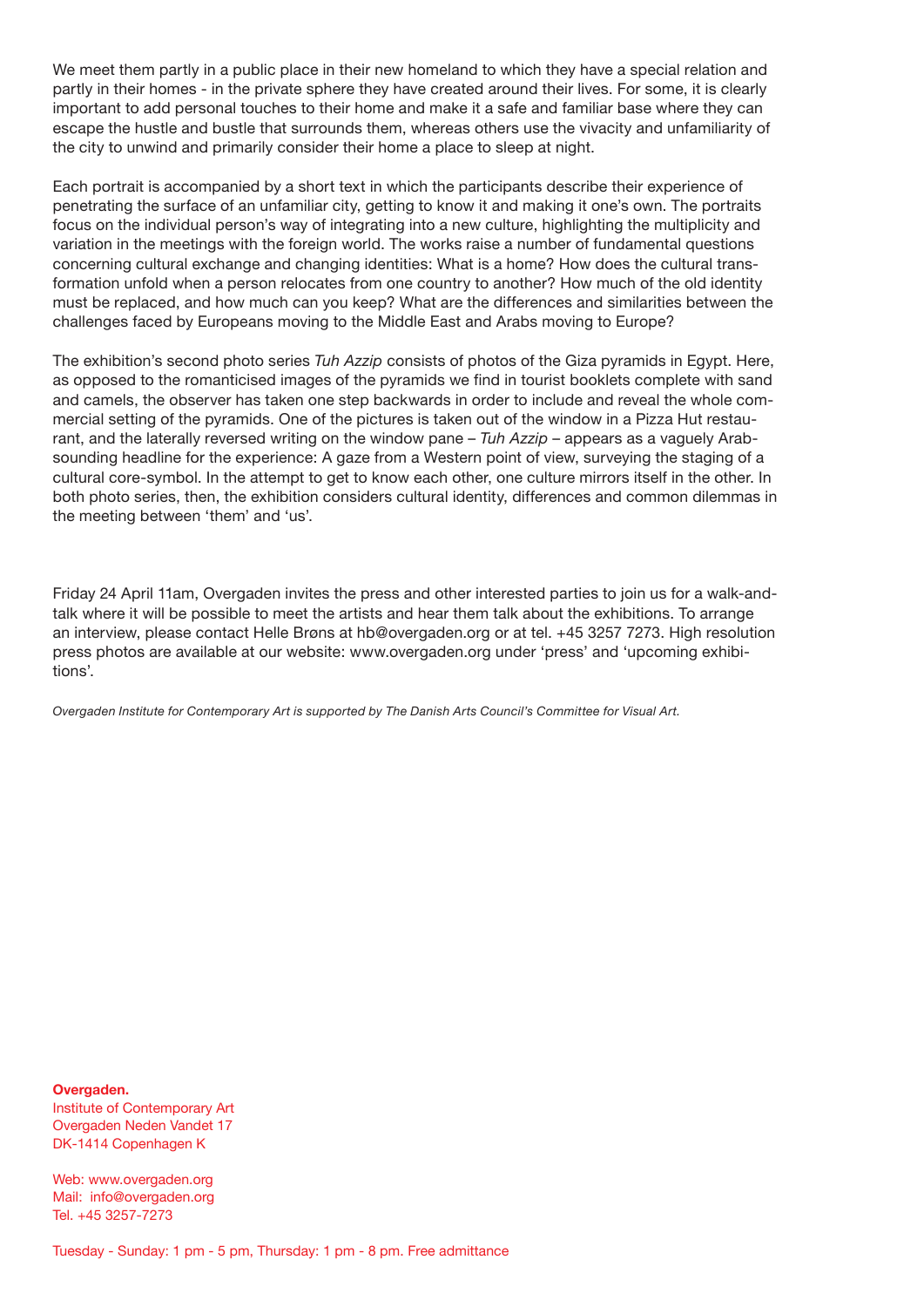We meet them partly in a public place in their new homeland to which they have a special relation and partly in their homes - in the private sphere they have created around their lives. For some, it is clearly important to add personal touches to their home and make it a safe and familiar base where they can escape the hustle and bustle that surrounds them, whereas others use the vivacity and unfamiliarity of the city to unwind and primarily consider their home a place to sleep at night.

Each portrait is accompanied by a short text in which the participants describe their experience of penetrating the surface of an unfamiliar city, getting to know it and making it one's own. The portraits focus on the individual person's way of integrating into a new culture, highlighting the multiplicity and variation in the meetings with the foreign world. The works raise a number of fundamental questions concerning cultural exchange and changing identities: What is a home? How does the cultural transformation unfold when a person relocates from one country to another? How much of the old identity must be replaced, and how much can you keep? What are the differences and similarities between the challenges faced by Europeans moving to the Middle East and Arabs moving to Europe?

The exhibition's second photo series *Tuh Azzip* consists of photos of the Giza pyramids in Egypt. Here, as opposed to the romanticised images of the pyramids we find in tourist booklets complete with sand and camels, the observer has taken one step backwards in order to include and reveal the whole commercial setting of the pyramids. One of the pictures is taken out of the window in a Pizza Hut restaurant, and the laterally reversed writing on the window pane – *Tuh Azzip* – appears as a vaguely Arab-sounding headline for the experience: A gaze from a Western point of view, surveying the staging of a cultural core-symbol. In the attempt to get to know each other, one culture mirrors itself in the other. In both photo series, then, the exhibition considers cultural identity, differences and common dilemmas in the meeting between 'them' and 'us'.

Friday 24 April 11am, Overgaden invites the press and other interested parties to join us for a walk-and-talk where it will be possible to meet the artists and hear them talk about the exhibitions. To arrange an interview, please contact Helle Brøns at hb@overgaden.org or at tel. +45 3257 7273. High resolution press photos are available at our website: www.overgaden.org under 'press' and 'upcoming exhibitions'.

*Overgaden Institute for Contemporary Art is supported by The Danish Arts Council's Committee for Visual Art.*

**Overgaden.**
Institute of Contemporary Art
Overgaden Neden Vandet 17
DK-1414 Copenhagen K

Web: www.overgaden.org
Mail: info@overgaden.org
Tel. +45 3257-7273

Tuesday - Sunday: 1 pm - 5 pm, Thursday: 1 pm - 8 pm. Free admittance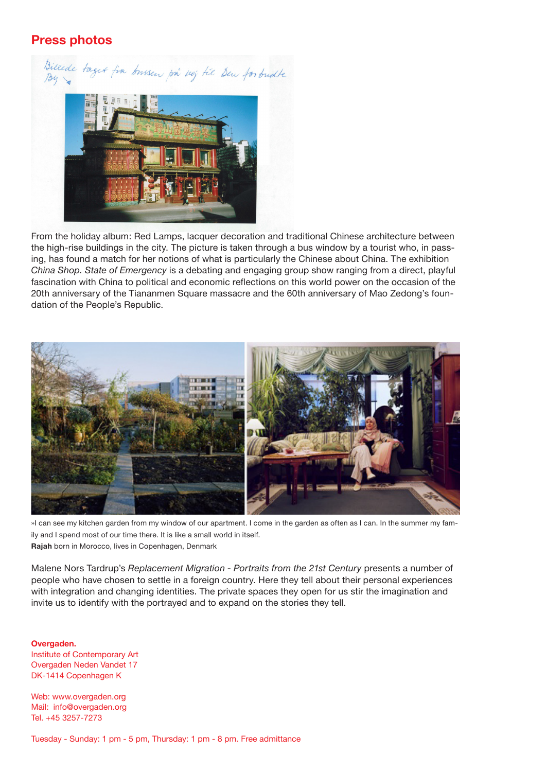## Press photos

From the holiday album: Red Lamps, lacquer decoration and traditional Chinese architecture between the high-rise buildings in the city. The picture is taken through a bus window by a tourist who, in passing, has found a match for her notions of what is particularly the Chinese about China. The exhibition *China Shop. State of Emergency* is a debating and engaging group show ranging from a direct, playful fascination with China to political and economic reflections on this world power on the occasion of the 20th anniversary of the Tiananmen Square massacre and the 60th anniversary of Mao Zedong's foundation of the People's Republic.

»I can see my kitchen garden from my window of our apartment. I come in the garden as often as I can. In the summer my family and I spend most of our time there. It is like a small world in itself.
**Rajah** born in Morocco, lives in Copenhagen, Denmark

Malene Nors Tardrup's *Replacement Migration - Portraits from the 21st Century* presents a number of people who have chosen to settle in a foreign country. Here they tell about their personal experiences with integration and changing identities. The private spaces they open for us stir the imagination and invite us to identify with the portrayed and to expand on the stories they tell.

**Overgaden.**
Institute of Contemporary Art
Overgaden Neden Vandet 17
DK-1414 Copenhagen K

Web: www.overgaden.org
Mail: info@overgaden.org
Tel. +45 3257-7273

Tuesday - Sunday: 1 pm - 5 pm, Thursday: 1 pm - 8 pm. Free admittance